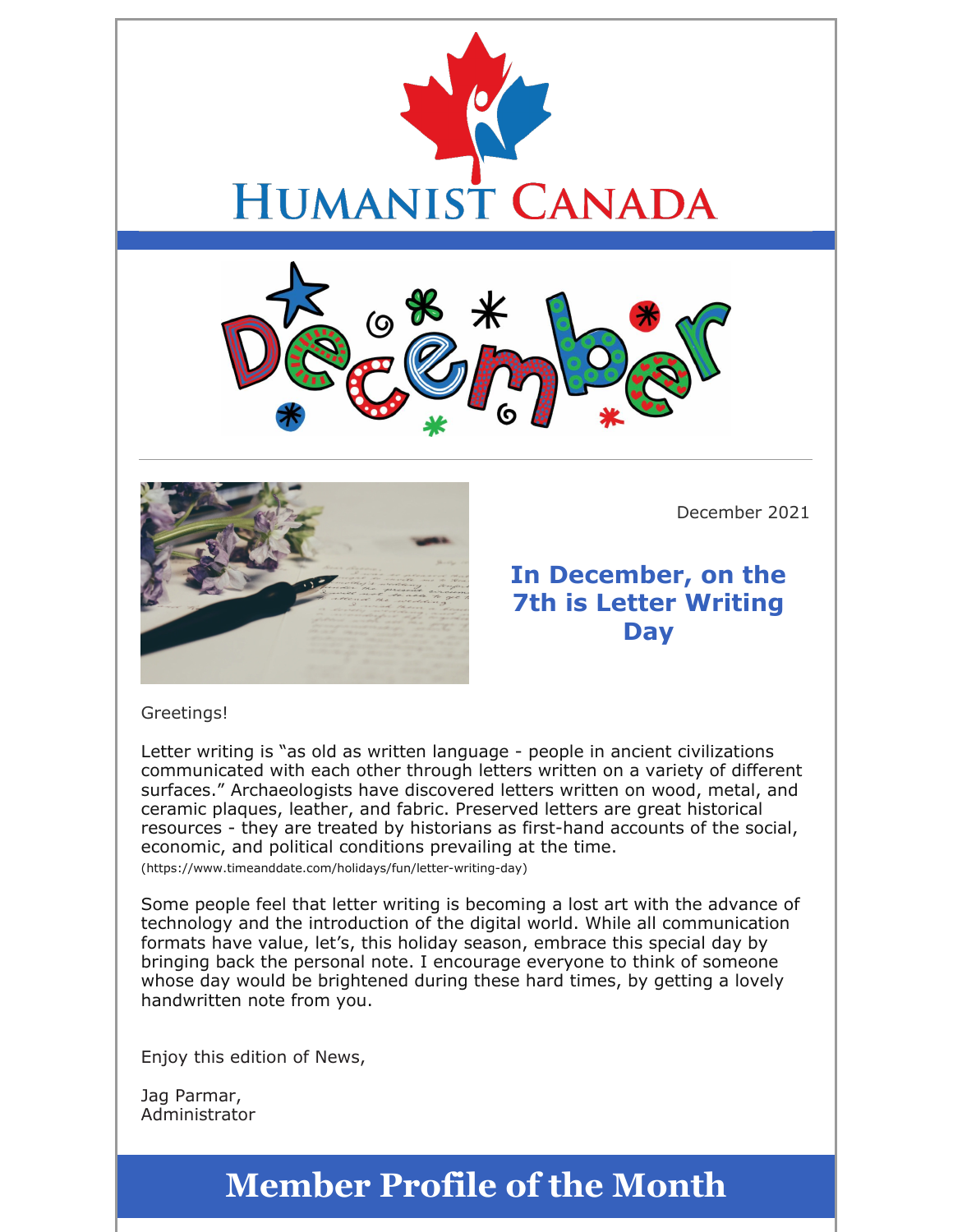# Humanist Canada

December

December 2021

## In December, on the 7th is Letter Writing Day

Greetings!

Letter writing is "as old as written language - people in ancient civilizations communicated with each other through letters written on a variety of different surfaces." Archaeologists have discovered letters written on wood, metal, and ceramic plaques, leather, and fabric. Preserved letters are great historical resources - they are treated by historians as first-hand accounts of the social, economic, and political conditions prevailing at the time.
(https://www.timeanddate.com/holidays/fun/letter-writing-day)

Some people feel that letter writing is becoming a lost art with the advance of technology and the introduction of the digital world. While all communication formats have value, let's, this holiday season, embrace this special day by bringing back the personal note. I encourage everyone to think of someone whose day would be brightened during these hard times, by getting a lovely handwritten note from you.

Enjoy this edition of News,

Jag Parmar,
Administrator

# Member Profile of the Month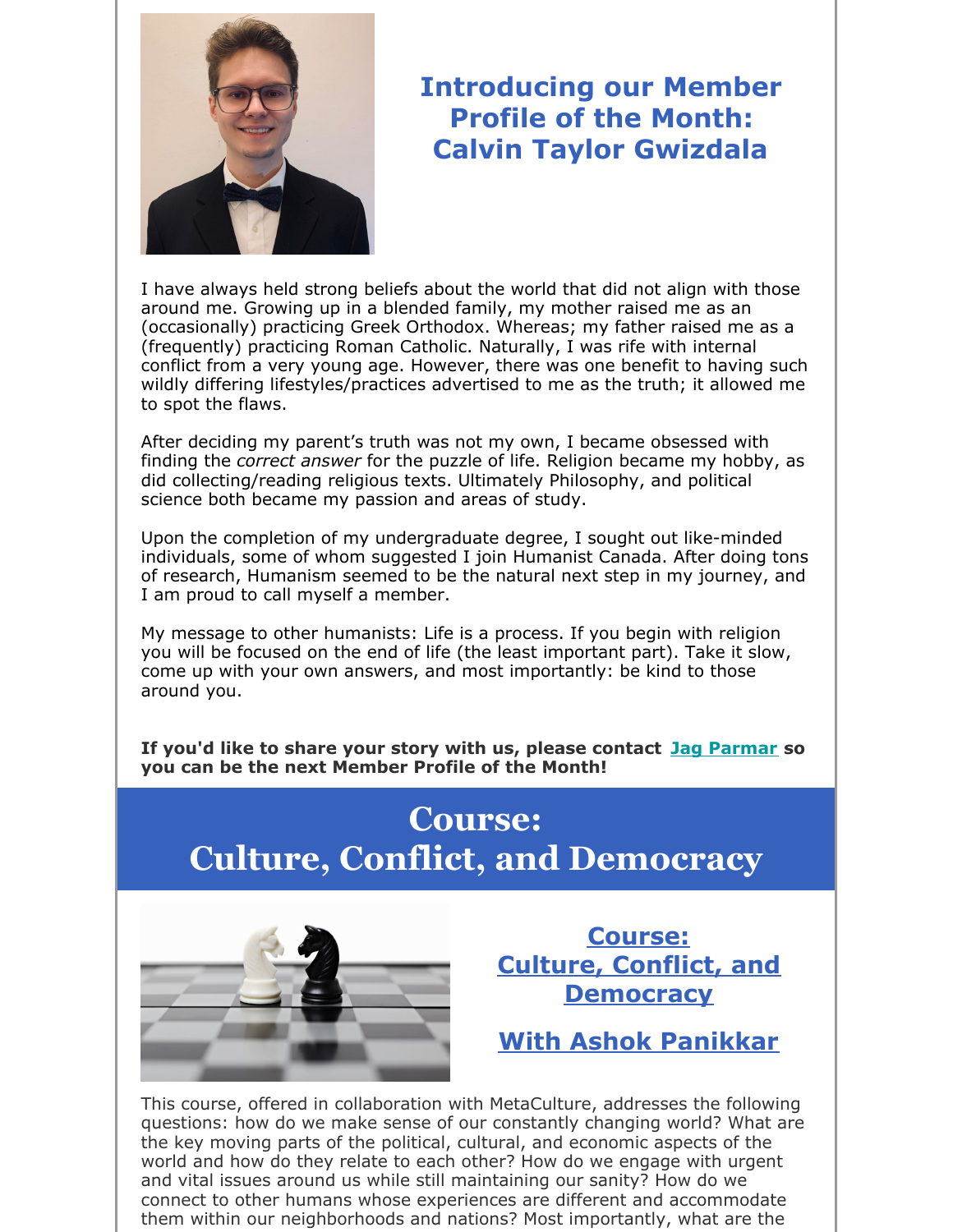## Introducing our Member Profile of the Month: Calvin Taylor Gwizdala

I have always held strong beliefs about the world that did not align with those around me. Growing up in a blended family, my mother raised me as an (occasionally) practicing Greek Orthodox. Whereas; my father raised me as a (frequently) practicing Roman Catholic. Naturally, I was rife with internal conflict from a very young age. However, there was one benefit to having such wildly differing lifestyles/practices advertised to me as the truth; it allowed me to spot the flaws.

After deciding my parent's truth was not my own, I became obsessed with finding the *correct answer* for the puzzle of life. Religion became my hobby, as did collecting/reading religious texts. Ultimately Philosophy, and political science both became my passion and areas of study.

Upon the completion of my undergraduate degree, I sought out like-minded individuals, some of whom suggested I join Humanist Canada. After doing tons of research, Humanism seemed to be the natural next step in my journey, and I am proud to call myself a member.

My message to other humanists: Life is a process. If you begin with religion you will be focused on the end of life (the least important part). Take it slow, come up with your own answers, and most importantly: be kind to those around you.

**If you'd like to share your story with us, please contact Jag Parmar so you can be the next Member Profile of the Month!**

# Course: Culture, Conflict, and Democracy

## Course: Culture, Conflict, and Democracy

## With Ashok Panikkar

This course, offered in collaboration with MetaCulture, addresses the following questions: how do we make sense of our constantly changing world? What are the key moving parts of the political, cultural, and economic aspects of the world and how do they relate to each other? How do we engage with urgent and vital issues around us while still maintaining our sanity? How do we connect to other humans whose experiences are different and accommodate them within our neighborhoods and nations? Most importantly, what are the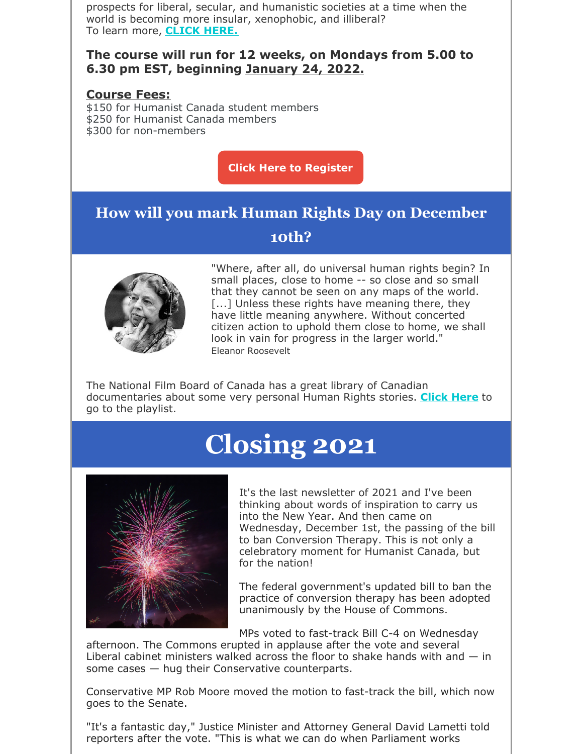prospects for liberal, secular, and humanistic societies at a time when the world is becoming more insular, xenophobic, and illiberal?
To learn more, **CLICK HERE.**

**The course will run for 12 weeks, on Mondays from 5.00 to 6.30 pm EST, beginning January 24, 2022.**

**Course Fees:**
$150 for Humanist Canada student members
$250 for Humanist Canada members
$300 for non-members

**Click Here to Register**

## How will you mark Human Rights Day on December 10th?

"Where, after all, do universal human rights begin? In small places, close to home -- so close and so small that they cannot be seen on any maps of the world. [...] Unless these rights have meaning there, they have little meaning anywhere. Without concerted citizen action to uphold them close to home, we shall look in vain for progress in the larger world."
Eleanor Roosevelt

The National Film Board of Canada has a great library of Canadian documentaries about some very personal Human Rights stories. **Click Here** to go to the playlist.

# Closing 2021

It's the last newsletter of 2021 and I've been thinking about words of inspiration to carry us into the New Year. And then came on Wednesday, December 1st, the passing of the bill to ban Conversion Therapy. This is not only a celebratory moment for Humanist Canada, but for the nation!

The federal government's updated bill to ban the practice of conversion therapy has been adopted unanimously by the House of Commons.

MPs voted to fast-track Bill C-4 on Wednesday afternoon. The Commons erupted in applause after the vote and several Liberal cabinet ministers walked across the floor to shake hands with and — in some cases — hug their Conservative counterparts.

Conservative MP Rob Moore moved the motion to fast-track the bill, which now goes to the Senate.

"It's a fantastic day," Justice Minister and Attorney General David Lametti told reporters after the vote. "This is what we can do when Parliament works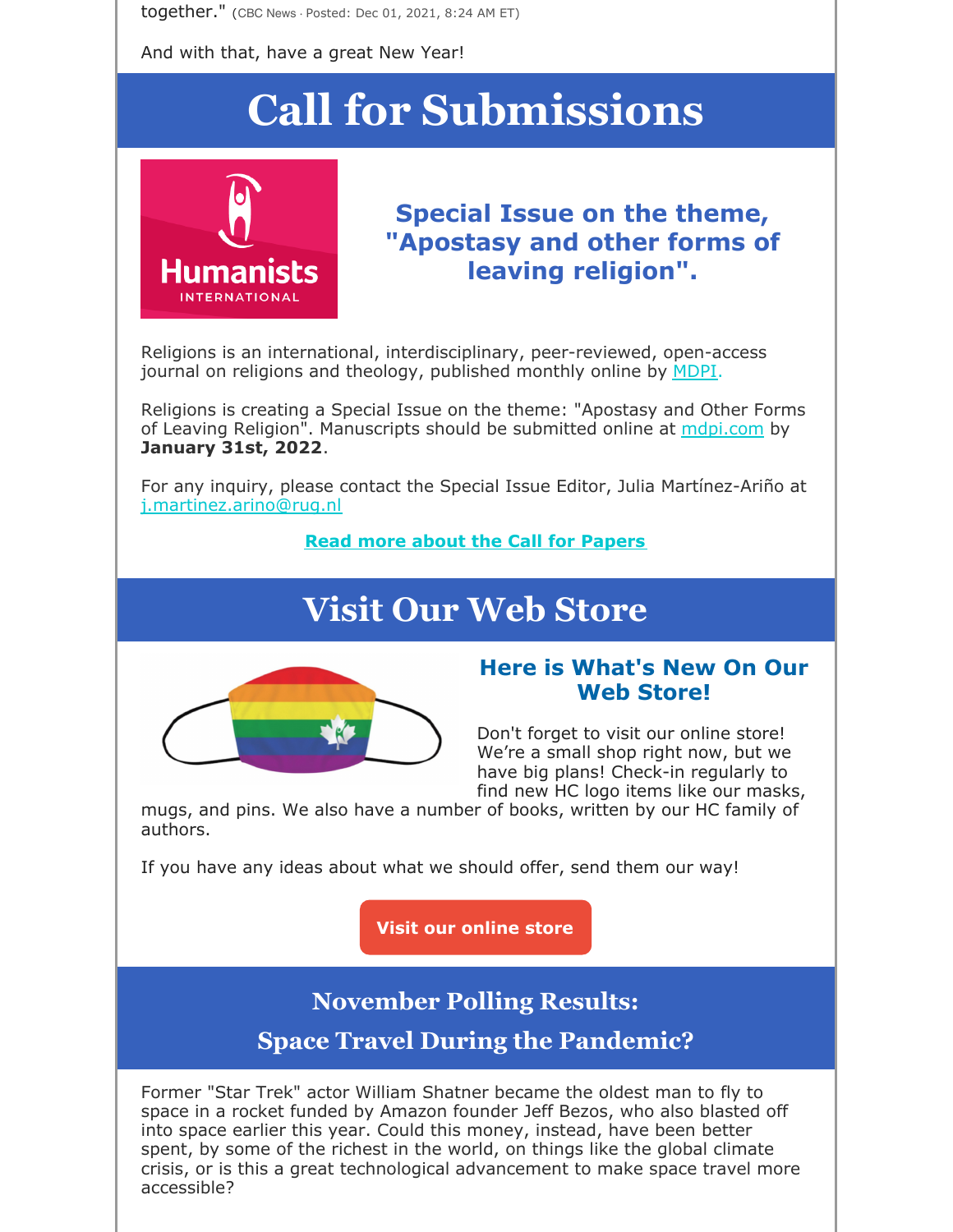together." (CBC News · Posted: Dec 01, 2021, 8:24 AM ET)

And with that, have a great New Year!

# Call for Submissions

### Special Issue on the theme, "Apostasy and other forms of leaving religion".

Religions is an international, interdisciplinary, peer-reviewed, open-access journal on religions and theology, published monthly online by MDPI.

Religions is creating a Special Issue on the theme: "Apostasy and Other Forms of Leaving Religion". Manuscripts should be submitted online at mdpi.com by **January 31st, 2022**.

For any inquiry, please contact the Special Issue Editor, Julia Martínez-Ariño at j.martinez.arino@rug.nl

**Read more about the Call for Papers**

# Visit Our Web Store

### Here is What's New On Our Web Store!

Don't forget to visit our online store! We're a small shop right now, but we have big plans! Check-in regularly to find new HC logo items like our masks, mugs, and pins. We also have a number of books, written by our HC family of authors.

If you have any ideas about what we should offer, send them our way!

**Visit our online store**

## November Polling Results: Space Travel During the Pandemic?

Former "Star Trek" actor William Shatner became the oldest man to fly to space in a rocket funded by Amazon founder Jeff Bezos, who also blasted off into space earlier this year. Could this money, instead, have been better spent, by some of the richest in the world, on things like the global climate crisis, or is this a great technological advancement to make space travel more accessible?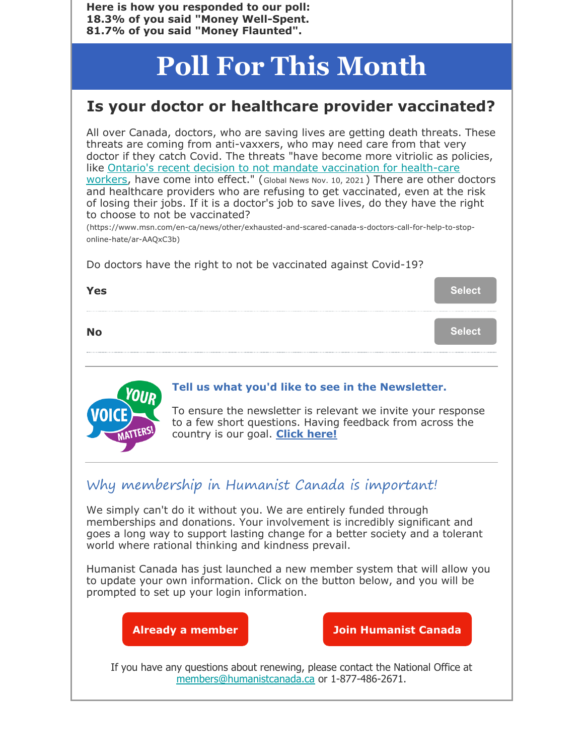**Here is how you responded to our poll:**
**18.3% of you said "Money Well-Spent.**
**81.7% of you said "Money Flaunted".**

# Poll For This Month

## Is your doctor or healthcare provider vaccinated?

All over Canada, doctors, who are saving lives are getting death threats. These threats are coming from anti-vaxxers, who may need care from that very doctor if they catch Covid. The threats "have become more vitriolic as policies, like Ontario's recent decision to not mandate vaccination for health-care workers, have come into effect." (Global News Nov. 10, 2021 ) There are other doctors and healthcare providers who are refusing to get vaccinated, even at the risk of losing their jobs. If it is a doctor's job to save lives, do they have the right to choose to not be vaccinated?
(https://www.msn.com/en-ca/news/other/exhausted-and-scared-canada-s-doctors-call-for-help-to-stop-online-hate/ar-AAQxC3b)

Do doctors have the right to not be vaccinated against Covid-19?

**Yes** Select

**No** Select

### Tell us what you'd like to see in the Newsletter.

To ensure the newsletter is relevant we invite your response to a few short questions. Having feedback from across the country is our goal. **Click here!**

## *Why membership in Humanist Canada is important!*

We simply can't do it without you. We are entirely funded through memberships and donations. Your involvement is incredibly significant and goes a long way to support lasting change for a better society and a tolerant world where rational thinking and kindness prevail.

Humanist Canada has just launched a new member system that will allow you to update your own information. Click on the button below, and you will be prompted to set up your login information.

**Already a member** **Join Humanist Canada**

If you have any questions about renewing, please contact the National Office at members@humanistcanada.ca or 1-877-486-2671.